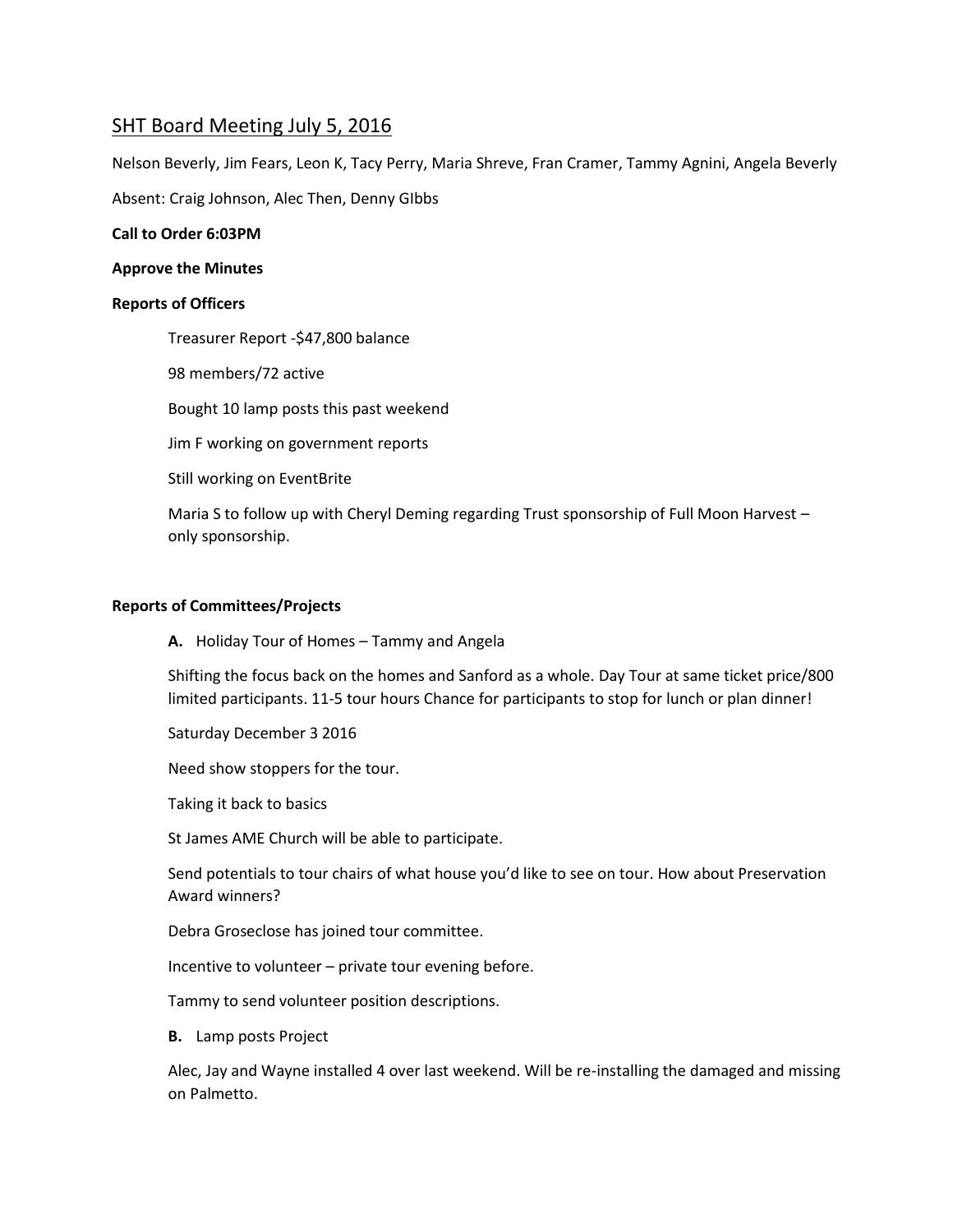# SHT Board Meeting July 5, 2016

Nelson Beverly, Jim Fears, Leon K, Tacy Perry, Maria Shreve, Fran Cramer, Tammy Agnini, Angela Beverly

Absent: Craig Johnson, Alec Then, Denny GIbbs

**Call to Order 6:03PM**

**Approve the Minutes**

**Reports of Officers**

Treasurer Report -$47,800 balance

98 members/72 active

Bought 10 lamp posts this past weekend

Jim F working on government reports

Still working on EventBrite

Maria S to follow up with Cheryl Deming regarding Trust sponsorship of Full Moon Harvest – only sponsorship.

**Reports of Committees/Projects**

**A.** Holiday Tour of Homes – Tammy and Angela

Shifting the focus back on the homes and Sanford as a whole. Day Tour at same ticket price/800 limited participants. 11-5 tour hours Chance for participants to stop for lunch or plan dinner!

Saturday December 3 2016

Need show stoppers for the tour.

Taking it back to basics

St James AME Church will be able to participate.

Send potentials to tour chairs of what house you'd like to see on tour. How about Preservation Award winners?

Debra Groseclose has joined tour committee.

Incentive to volunteer – private tour evening before.

Tammy to send volunteer position descriptions.

**B.** Lamp posts Project

Alec, Jay and Wayne installed 4 over last weekend. Will be re-installing the damaged and missing on Palmetto.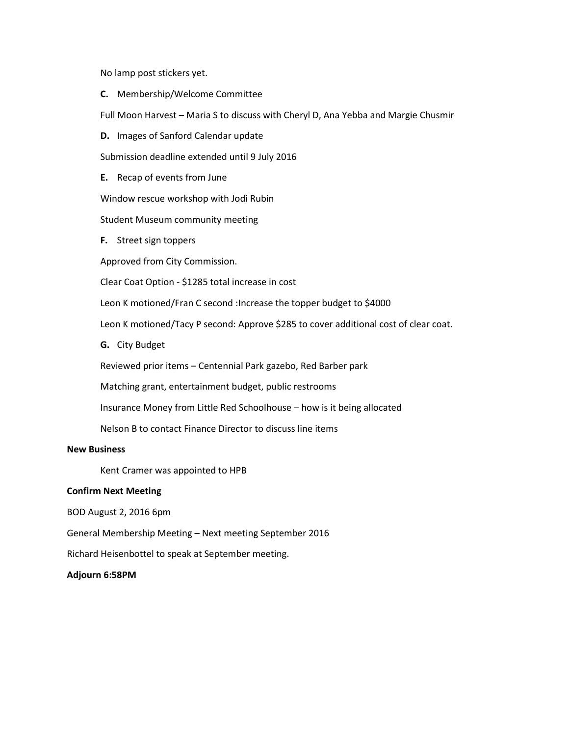No lamp post stickers yet.

**C.** Membership/Welcome Committee

Full Moon Harvest – Maria S to discuss with Cheryl D, Ana Yebba and Margie Chusmir

**D.** Images of Sanford Calendar update

Submission deadline extended until 9 July 2016

**E.** Recap of events from June

Window rescue workshop with Jodi Rubin

Student Museum community meeting

**F.** Street sign toppers

Approved from City Commission.

Clear Coat Option - $1285 total increase in cost

Leon K motioned/Fran C second :Increase the topper budget to $4000

Leon K motioned/Tacy P second: Approve $285 to cover additional cost of clear coat.

**G.** City Budget

Reviewed prior items – Centennial Park gazebo, Red Barber park

Matching grant, entertainment budget, public restrooms

Insurance Money from Little Red Schoolhouse – how is it being allocated

Nelson B to contact Finance Director to discuss line items

**New Business**

Kent Cramer was appointed to HPB

**Confirm Next Meeting**

BOD August 2, 2016 6pm

General Membership Meeting – Next meeting September 2016

Richard Heisenbottel to speak at September meeting.

**Adjourn 6:58PM**